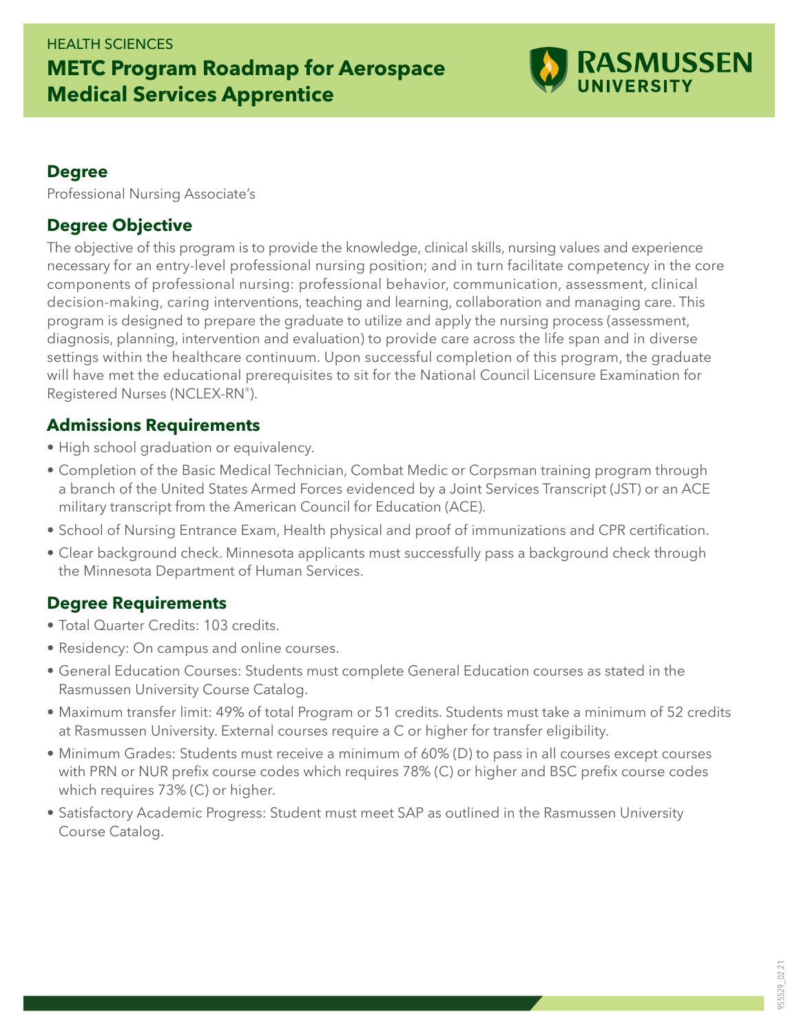HEALTH SCIENCES

# METC Program Roadmap for Aerospace Medical Services Apprentice

RASMUSSEN UNIVERSITY

## Degree

Professional Nursing Associate's

## Degree Objective

The objective of this program is to provide the knowledge, clinical skills, nursing values and experience necessary for an entry-level professional nursing position; and in turn facilitate competency in the core components of professional nursing: professional behavior, communication, assessment, clinical decision-making, caring interventions, teaching and learning, collaboration and managing care. This program is designed to prepare the graduate to utilize and apply the nursing process (assessment, diagnosis, planning, intervention and evaluation) to provide care across the life span and in diverse settings within the healthcare continuum. Upon successful completion of this program, the graduate will have met the educational prerequisites to sit for the National Council Licensure Examination for Registered Nurses (NCLEX-RN®).

## Admissions Requirements

- High school graduation or equivalency.
- Completion of the Basic Medical Technician, Combat Medic or Corpsman training program through a branch of the United States Armed Forces evidenced by a Joint Services Transcript (JST) or an ACE military transcript from the American Council for Education (ACE).
- School of Nursing Entrance Exam, Health physical and proof of immunizations and CPR certification.
- Clear background check. Minnesota applicants must successfully pass a background check through the Minnesota Department of Human Services.

## Degree Requirements

- Total Quarter Credits: 103 credits.
- Residency: On campus and online courses.
- General Education Courses: Students must complete General Education courses as stated in the Rasmussen University Course Catalog.
- Maximum transfer limit: 49% of total Program or 51 credits. Students must take a minimum of 52 credits at Rasmussen University. External courses require a C or higher for transfer eligibility.
- Minimum Grades: Students must receive a minimum of 60% (D) to pass in all courses except courses with PRN or NUR prefix course codes which requires 78% (C) or higher and BSC prefix course codes which requires 73% (C) or higher.
- Satisfactory Academic Progress: Student must meet SAP as outlined in the Rasmussen University Course Catalog.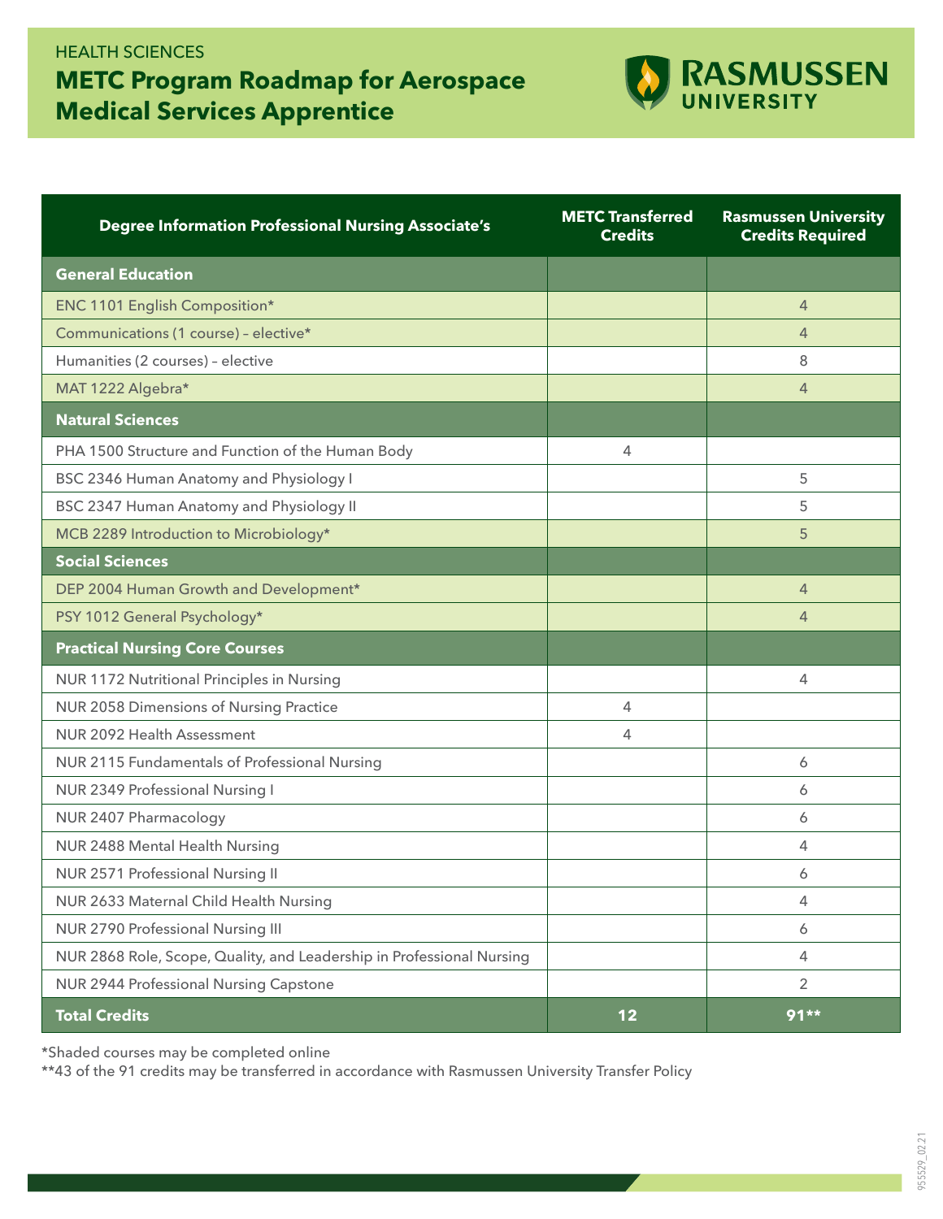HEALTH SCIENCES

# METC Program Roadmap for Aerospace Medical Services Apprentice

RASMUSSEN UNIVERSITY

| Degree Information Professional Nursing Associate's | METC Transferred Credits | Rasmussen University Credits Required |
|---|---|---|
| **General Education** | | |
| ENC 1101 English Composition* | | 4 |
| Communications (1 course) – elective* | | 4 |
| Humanities (2 courses) – elective | | 8 |
| MAT 1222 Algebra* | | 4 |
| **Natural Sciences** | | |
| PHA 1500 Structure and Function of the Human Body | 4 | |
| BSC 2346 Human Anatomy and Physiology I | | 5 |
| BSC 2347 Human Anatomy and Physiology II | | 5 |
| MCB 2289 Introduction to Microbiology* | | 5 |
| **Social Sciences** | | |
| DEP 2004 Human Growth and Development* | | 4 |
| PSY 1012 General Psychology* | | 4 |
| **Practical Nursing Core Courses** | | |
| NUR 1172 Nutritional Principles in Nursing | | 4 |
| NUR 2058 Dimensions of Nursing Practice | 4 | |
| NUR 2092 Health Assessment | 4 | |
| NUR 2115 Fundamentals of Professional Nursing | | 6 |
| NUR 2349 Professional Nursing I | | 6 |
| NUR 2407 Pharmacology | | 6 |
| NUR 2488 Mental Health Nursing | | 4 |
| NUR 2571 Professional Nursing II | | 6 |
| NUR 2633 Maternal Child Health Nursing | | 4 |
| NUR 2790 Professional Nursing III | | 6 |
| NUR 2868 Role, Scope, Quality, and Leadership in Professional Nursing | | 4 |
| NUR 2944 Professional Nursing Capstone | | 2 |
| **Total Credits** | **12** | **91**** |

*Shaded courses may be completed online

**43 of the 91 credits may be transferred in accordance with Rasmussen University Transfer Policy

955529_02.21